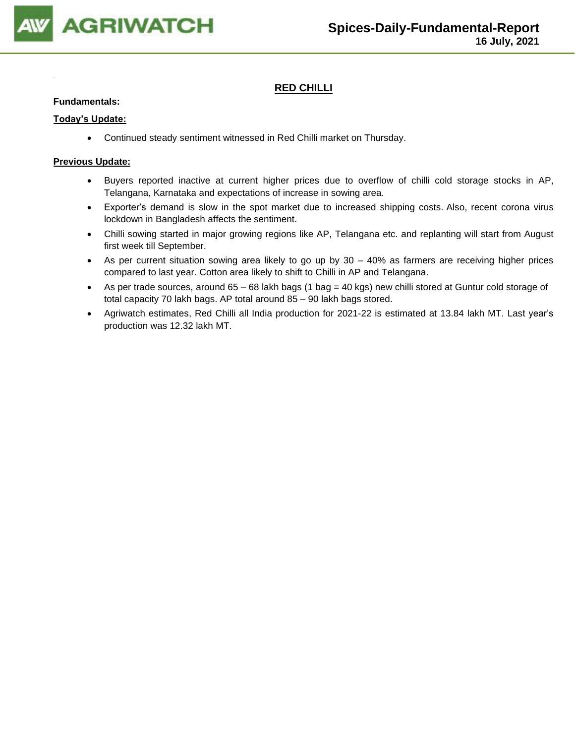# Spices-Daily-Fundamental-Report

**16 July, 2021**

## RED CHILLI

**Fundamentals:**

**Today's Update:**

- Continued steady sentiment witnessed in Red Chilli market on Thursday.

**Previous Update:**

- Buyers reported inactive at current higher prices due to overflow of chilli cold storage stocks in AP, Telangana, Karnataka and expectations of increase in sowing area.
- Exporter's demand is slow in the spot market due to increased shipping costs. Also, recent corona virus lockdown in Bangladesh affects the sentiment.
- Chilli sowing started in major growing regions like AP, Telangana etc. and replanting will start from August first week till September.
- As per current situation sowing area likely to go up by 30 – 40% as farmers are receiving higher prices compared to last year. Cotton area likely to shift to Chilli in AP and Telangana.
- As per trade sources, around 65 – 68 lakh bags (1 bag = 40 kgs) new chilli stored at Guntur cold storage of total capacity 70 lakh bags. AP total around 85 – 90 lakh bags stored.
- Agriwatch estimates, Red Chilli all India production for 2021-22 is estimated at 13.84 lakh MT. Last year's production was 12.32 lakh MT.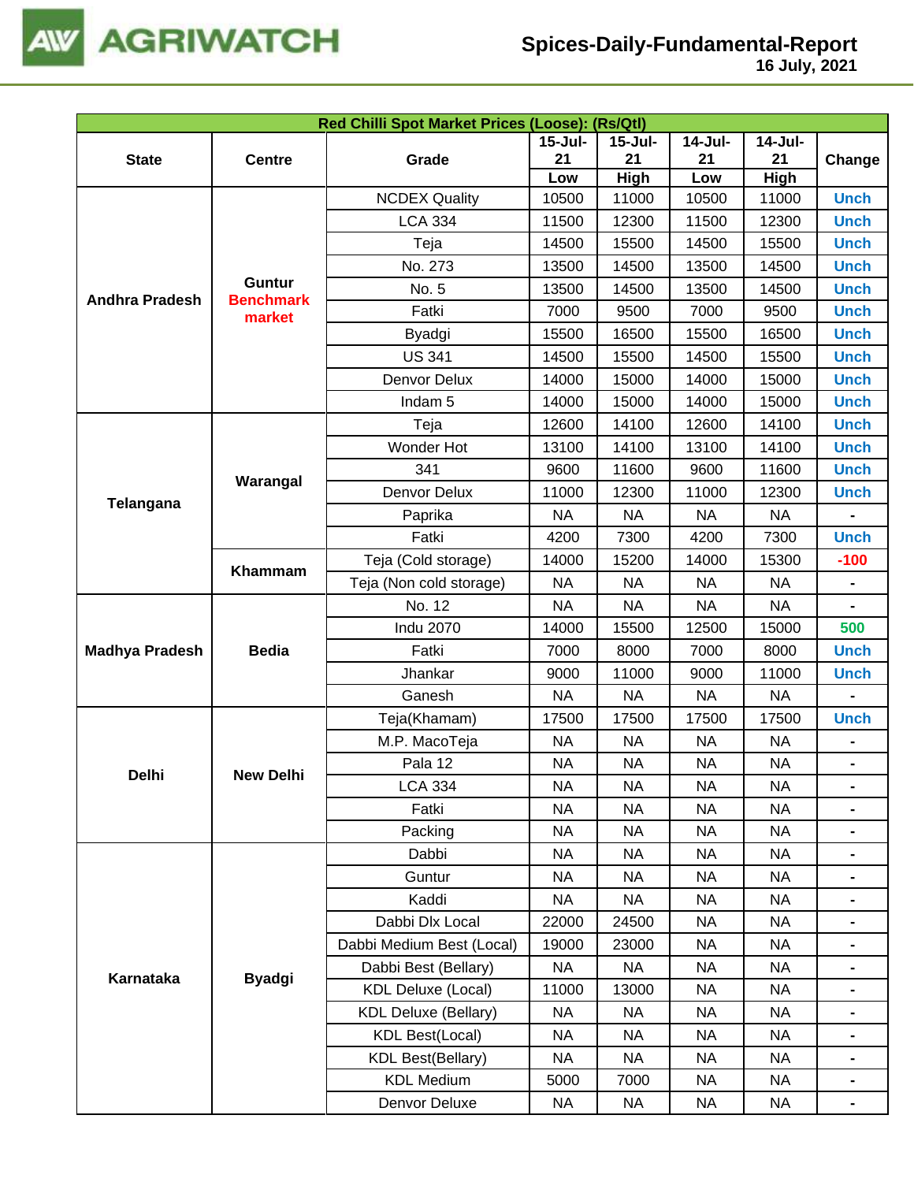| Red Chilli Spot Market Prices (Loose): (Rs/Qtl) | | | | | | | |
|---|---|---|---|---|---|---|---|
| State | Centre | Grade | 15-Jul-21 Low | 15-Jul-21 High | 14-Jul-21 Low | 14-Jul-21 High | Change |
| Andhra Pradesh | Guntur Benchmark market | NCDEX Quality | 10500 | 11000 | 10500 | 11000 | Unch |
| | | LCA 334 | 11500 | 12300 | 11500 | 12300 | Unch |
| | | Teja | 14500 | 15500 | 14500 | 15500 | Unch |
| | | No. 273 | 13500 | 14500 | 13500 | 14500 | Unch |
| | | No. 5 | 13500 | 14500 | 13500 | 14500 | Unch |
| | | Fatki | 7000 | 9500 | 7000 | 9500 | Unch |
| | | Byadgi | 15500 | 16500 | 15500 | 16500 | Unch |
| | | US 341 | 14500 | 15500 | 14500 | 15500 | Unch |
| | | Denvor Delux | 14000 | 15000 | 14000 | 15000 | Unch |
| | | Indam 5 | 14000 | 15000 | 14000 | 15000 | Unch |
| Telangana | Warangal | Teja | 12600 | 14100 | 12600 | 14100 | Unch |
| | | Wonder Hot | 13100 | 14100 | 13100 | 14100 | Unch |
| | | 341 | 9600 | 11600 | 9600 | 11600 | Unch |
| | | Denvor Delux | 11000 | 12300 | 11000 | 12300 | Unch |
| | | Paprika | NA | NA | NA | NA | - |
| | | Fatki | 4200 | 7300 | 4200 | 7300 | Unch |
| | Khammam | Teja (Cold storage) | 14000 | 15200 | 14000 | 15300 | -100 |
| | | Teja (Non cold storage) | NA | NA | NA | NA | - |
| Madhya Pradesh | Bedia | No. 12 | NA | NA | NA | NA | - |
| | | Indu 2070 | 14000 | 15500 | 12500 | 15000 | 500 |
| | | Fatki | 7000 | 8000 | 7000 | 8000 | Unch |
| | | Jhankar | 9000 | 11000 | 9000 | 11000 | Unch |
| | | Ganesh | NA | NA | NA | NA | - |
| Delhi | New Delhi | Teja(Khamam) | 17500 | 17500 | 17500 | 17500 | Unch |
| | | M.P. MacoTeja | NA | NA | NA | NA | - |
| | | Pala 12 | NA | NA | NA | NA | - |
| | | LCA 334 | NA | NA | NA | NA | - |
| | | Fatki | NA | NA | NA | NA | - |
| | | Packing | NA | NA | NA | NA | - |
| Karnataka | Byadgi | Dabbi | NA | NA | NA | NA | - |
| | | Guntur | NA | NA | NA | NA | - |
| | | Kaddi | NA | NA | NA | NA | - |
| | | Dabbi Dlx Local | 22000 | 24500 | NA | NA | - |
| | | Dabbi Medium Best (Local) | 19000 | 23000 | NA | NA | - |
| | | Dabbi Best (Bellary) | NA | NA | NA | NA | - |
| | | KDL Deluxe (Local) | 11000 | 13000 | NA | NA | - |
| | | KDL Deluxe (Bellary) | NA | NA | NA | NA | - |
| | | KDL Best(Local) | NA | NA | NA | NA | - |
| | | KDL Best(Bellary) | NA | NA | NA | NA | - |
| | | KDL Medium | 5000 | 7000 | NA | NA | - |
| | | Denvor Deluxe | NA | NA | NA | NA | - |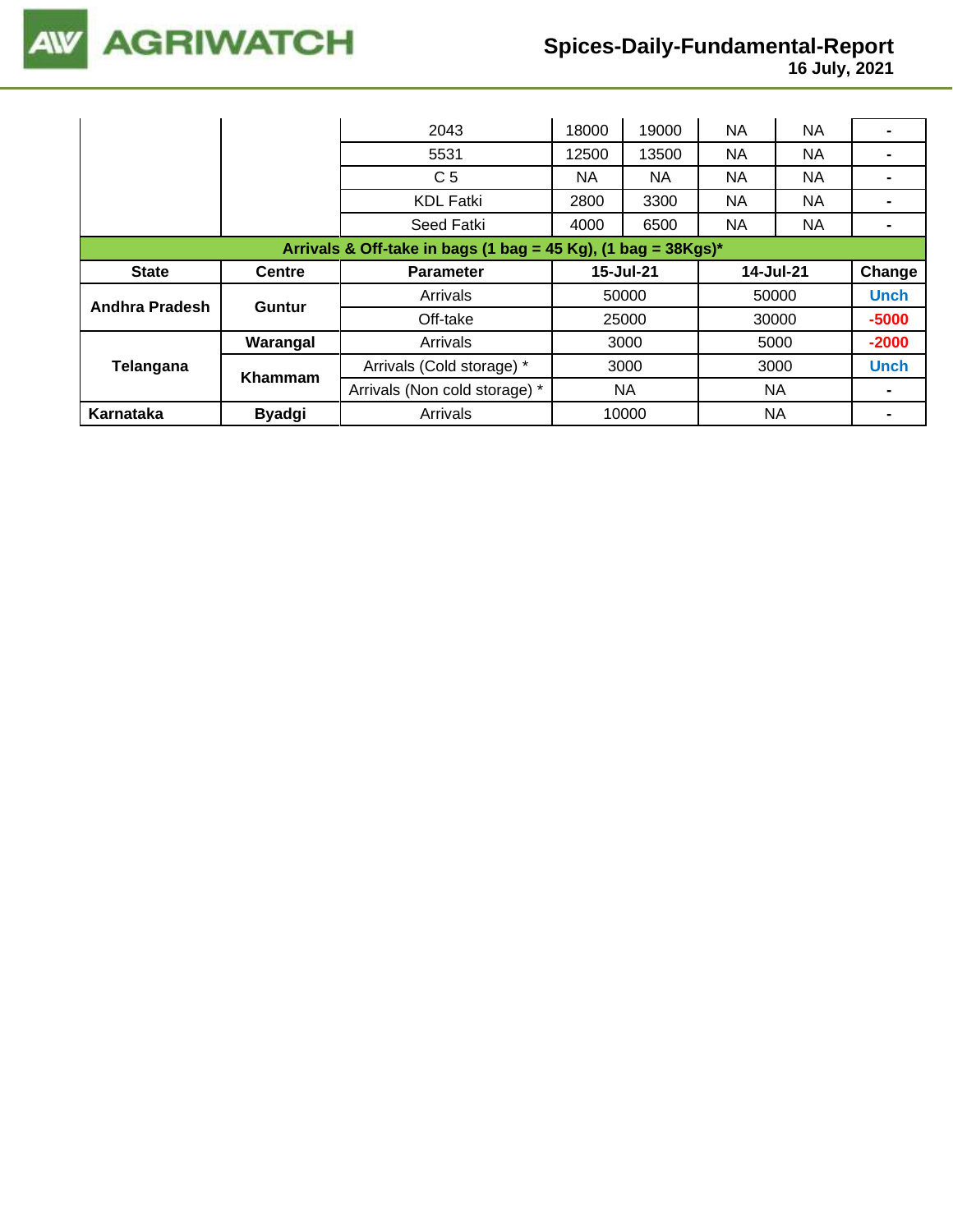| | | | | | | | |
|---|---|---|---|---|---|---|---|
| | | 2043 | 18000 | 19000 | NA | NA | - |
| | | 5531 | 12500 | 13500 | NA | NA | - |
| | | C 5 | NA | NA | NA | NA | - |
| | | KDL Fatki | 2800 | 3300 | NA | NA | - |
| | | Seed Fatki | 4000 | 6500 | NA | NA | - |

**Arrivals & Off-take in bags (1 bag = 45 Kg), (1 bag = 38Kgs)***

| State | Centre | Parameter | 15-Jul-21 | 14-Jul-21 | Change |
|---|---|---|---|---|---|
| Andhra Pradesh | Guntur | Arrivals | 50000 | 50000 | Unch |
| | | Off-take | 25000 | 30000 | -5000 |
| Telangana | Warangal | Arrivals | 3000 | 5000 | -2000 |
| | Khammam | Arrivals (Cold storage) * | 3000 | 3000 | Unch |
| | | Arrivals (Non cold storage) * | NA | NA | - |
| Karnataka | Byadgi | Arrivals | 10000 | NA | - |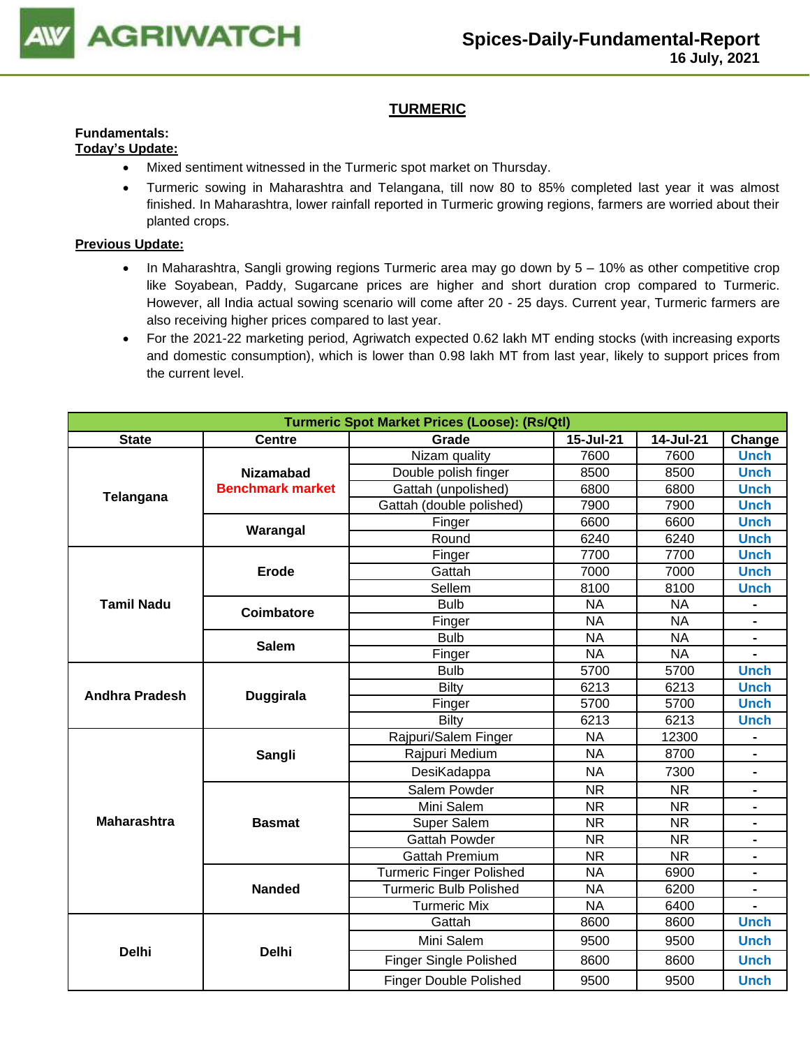## TURMERIC

**Fundamentals:**

**Today's Update:**

- Mixed sentiment witnessed in the Turmeric spot market on Thursday.
- Turmeric sowing in Maharashtra and Telangana, till now 80 to 85% completed last year it was almost finished. In Maharashtra, lower rainfall reported in Turmeric growing regions, farmers are worried about their planted crops.

**Previous Update:**

- In Maharashtra, Sangli growing regions Turmeric area may go down by 5 – 10% as other competitive crop like Soyabean, Paddy, Sugarcane prices are higher and short duration crop compared to Turmeric. However, all India actual sowing scenario will come after 20 - 25 days. Current year, Turmeric farmers are also receiving higher prices compared to last year.
- For the 2021-22 marketing period, Agriwatch expected 0.62 lakh MT ending stocks (with increasing exports and domestic consumption), which is lower than 0.98 lakh MT from last year, likely to support prices from the current level.

| Turmeric Spot Market Prices (Loose): (Rs/Qtl) | | | | | |
|---|---|---|---|---|---|
| **State** | **Centre** | **Grade** | **15-Jul-21** | **14-Jul-21** | **Change** |
| **Telangana** | **Nizamabad Benchmark market** | Nizam quality | 7600 | 7600 | Unch |
| | | Double polish finger | 8500 | 8500 | Unch |
| | | Gattah (unpolished) | 6800 | 6800 | Unch |
| | | Gattah (double polished) | 7900 | 7900 | Unch |
| | **Warangal** | Finger | 6600 | 6600 | Unch |
| | | Round | 6240 | 6240 | Unch |
| **Tamil Nadu** | **Erode** | Finger | 7700 | 7700 | Unch |
| | | Gattah | 7000 | 7000 | Unch |
| | | Sellem | 8100 | 8100 | Unch |
| | **Coimbatore** | Bulb | NA | NA | - |
| | | Finger | NA | NA | - |
| | **Salem** | Bulb | NA | NA | - |
| | | Finger | NA | NA | - |
| **Andhra Pradesh** | **Duggirala** | Bulb | 5700 | 5700 | Unch |
| | | Bilty | 6213 | 6213 | Unch |
| | | Finger | 5700 | 5700 | Unch |
| | | Bilty | 6213 | 6213 | Unch |
| **Maharashtra** | **Sangli** | Rajpuri/Salem Finger | NA | 12300 | - |
| | | Rajpuri Medium | NA | 8700 | - |
| | | DesiKadappa | NA | 7300 | - |
| | **Basmat** | Salem Powder | NR | NR | - |
| | | Mini Salem | NR | NR | - |
| | | Super Salem | NR | NR | - |
| | | Gattah Powder | NR | NR | - |
| | | Gattah Premium | NR | NR | - |
| | **Nanded** | Turmeric Finger Polished | NA | 6900 | - |
| | | Turmeric Bulb Polished | NA | 6200 | - |
| | | Turmeric Mix | NA | 6400 | - |
| **Delhi** | **Delhi** | Gattah | 8600 | 8600 | Unch |
| | | Mini Salem | 9500 | 9500 | Unch |
| | | Finger Single Polished | 8600 | 8600 | Unch |
| | | Finger Double Polished | 9500 | 9500 | Unch |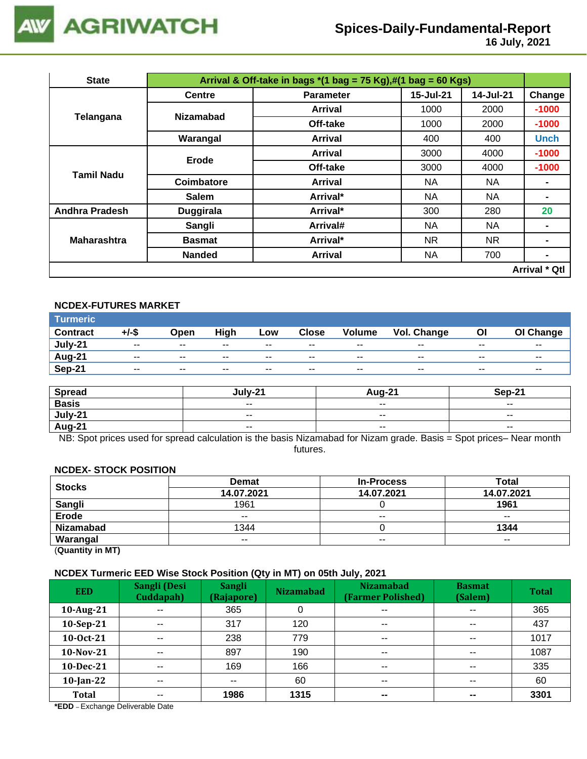| State | Arrival & Off-take in bags *(1 bag = 75 Kg),#(1 bag = 60 Kgs) | | | | |
|---|---|---|---|---|---|
| | Centre | Parameter | 15-Jul-21 | 14-Jul-21 | Change |
| Telangana | Nizamabad | Arrival | 1000 | 2000 | -1000 |
| | | Off-take | 1000 | 2000 | -1000 |
| | Warangal | Arrival | 400 | 400 | Unch |
| Tamil Nadu | Erode | Arrival | 3000 | 4000 | -1000 |
| | | Off-take | 3000 | 4000 | -1000 |
| | Coimbatore | Arrival | NA | NA | - |
| | Salem | Arrival* | NA | NA | - |
| Andhra Pradesh | Duggirala | Arrival* | 300 | 280 | 20 |
| Maharashtra | Sangli | Arrival# | NA | NA | - |
| | Basmat | Arrival* | NR | NR | - |
| | Nanded | Arrival | NA | 700 | - |
| | | | | | Arrival * Qtl |

## NCDEX-FUTURES MARKET

| Turmeric | | | | | | | | | |
|---|---|---|---|---|---|---|---|---|---|
| Contract | +/-$ | Open | High | Low | Close | Volume | Vol. Change | OI | OI Change |
| July-21 | -- | -- | -- | -- | -- | -- | -- | -- | -- |
| Aug-21 | -- | -- | -- | -- | -- | -- | -- | -- | -- |
| Sep-21 | -- | -- | -- | -- | -- | -- | -- | -- | -- |

| Spread | July-21 | Aug-21 | Sep-21 |
|---|---|---|---|
| Basis | -- | -- | -- |
| July-21 | -- | -- | -- |
| Aug-21 | -- | -- | -- |

NB: Spot prices used for spread calculation is the basis Nizamabad for Nizam grade. Basis = Spot prices– Near month futures.

## NCDEX- STOCK POSITION

| Stocks | Demat | In-Process | Total |
|---|---|---|---|
| | 14.07.2021 | 14.07.2021 | 14.07.2021 |
| Sangli | 1961 | 0 | **1961** |
| Erode | -- | -- | -- |
| Nizamabad | 1344 | 0 | **1344** |
| Warangal | -- | -- | -- |

(**Quantity in MT)**

## NCDEX Turmeric EED Wise Stock Position (Qty in MT) on 05th July, 2021

| EED | Sangli (Desi Cuddapah) | Sangli (Rajapore) | Nizamabad | Nizamabad (Farmer Polished) | Basmat (Salem) | Total |
|---|---|---|---|---|---|---|
| 10-Aug-21 | -- | 365 | 0 | -- | -- | 365 |
| 10-Sep-21 | -- | 317 | 120 | -- | -- | 437 |
| 10-Oct-21 | -- | 238 | 779 | -- | -- | 1017 |
| 10-Nov-21 | -- | 897 | 190 | -- | -- | 1087 |
| 10-Dec-21 | -- | 169 | 166 | -- | -- | 335 |
| 10-Jan-22 | -- | -- | 60 | -- | -- | 60 |
| Total | -- | **1986** | **1315** | **--** | **--** | **3301** |

***EDD** – Exchange Deliverable Date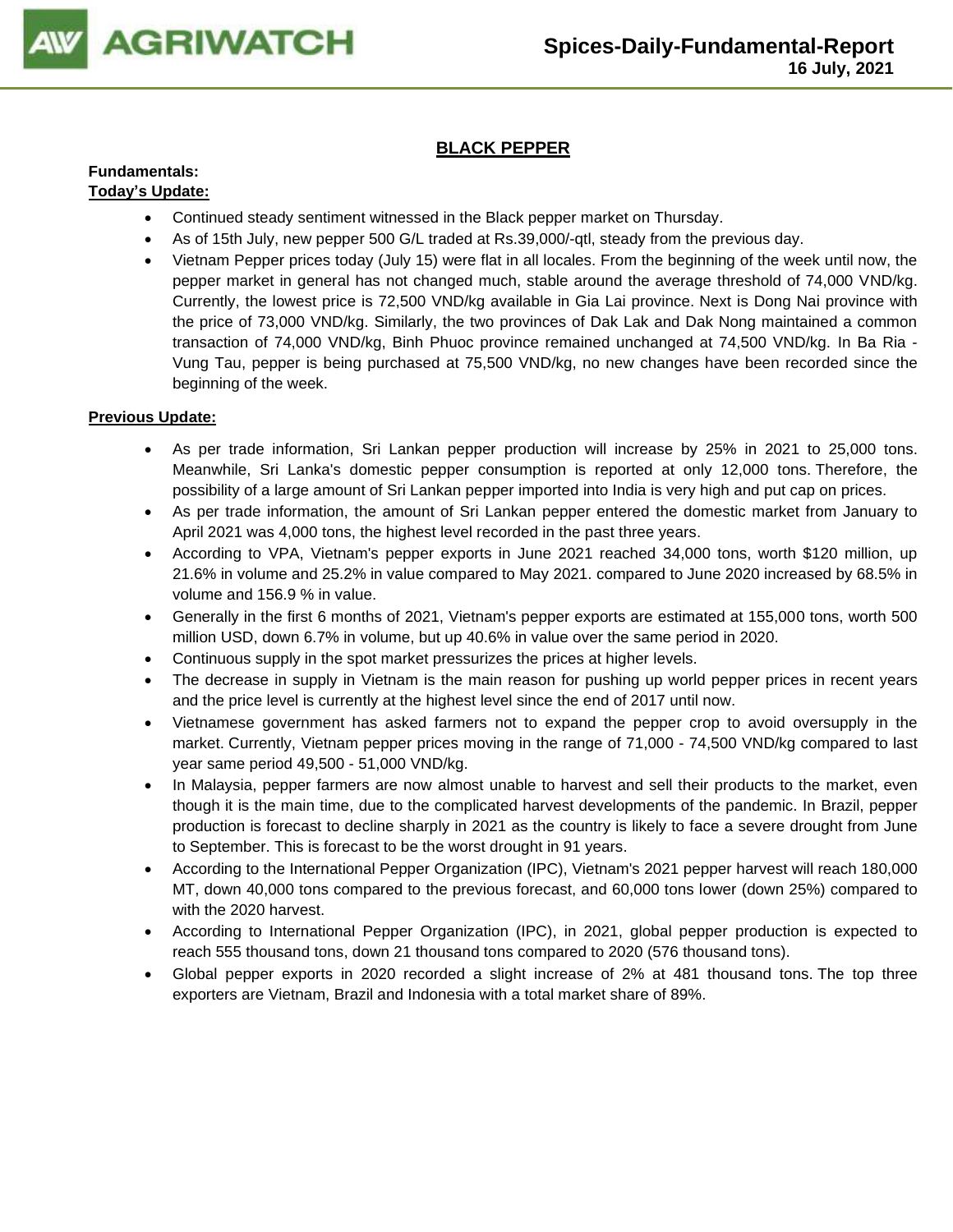## BLACK PEPPER

**Fundamentals:**

**Today's Update:**

- Continued steady sentiment witnessed in the Black pepper market on Thursday.
- As of 15th July, new pepper 500 G/L traded at Rs.39,000/-qtl, steady from the previous day.
- Vietnam Pepper prices today (July 15) were flat in all locales. From the beginning of the week until now, the pepper market in general has not changed much, stable around the average threshold of 74,000 VND/kg. Currently, the lowest price is 72,500 VND/kg available in Gia Lai province. Next is Dong Nai province with the price of 73,000 VND/kg. Similarly, the two provinces of Dak Lak and Dak Nong maintained a common transaction of 74,000 VND/kg, Binh Phuoc province remained unchanged at 74,500 VND/kg. In Ba Ria - Vung Tau, pepper is being purchased at 75,500 VND/kg, no new changes have been recorded since the beginning of the week.

**Previous Update:**

- As per trade information, Sri Lankan pepper production will increase by 25% in 2021 to 25,000 tons. Meanwhile, Sri Lanka's domestic pepper consumption is reported at only 12,000 tons. Therefore, the possibility of a large amount of Sri Lankan pepper imported into India is very high and put cap on prices.
- As per trade information, the amount of Sri Lankan pepper entered the domestic market from January to April 2021 was 4,000 tons, the highest level recorded in the past three years.
- According to VPA, Vietnam's pepper exports in June 2021 reached 34,000 tons, worth $120 million, up 21.6% in volume and 25.2% in value compared to May 2021. compared to June 2020 increased by 68.5% in volume and 156.9 % in value.
- Generally in the first 6 months of 2021, Vietnam's pepper exports are estimated at 155,000 tons, worth 500 million USD, down 6.7% in volume, but up 40.6% in value over the same period in 2020.
- Continuous supply in the spot market pressurizes the prices at higher levels.
- The decrease in supply in Vietnam is the main reason for pushing up world pepper prices in recent years and the price level is currently at the highest level since the end of 2017 until now.
- Vietnamese government has asked farmers not to expand the pepper crop to avoid oversupply in the market. Currently, Vietnam pepper prices moving in the range of 71,000 - 74,500 VND/kg compared to last year same period 49,500 - 51,000 VND/kg.
- In Malaysia, pepper farmers are now almost unable to harvest and sell their products to the market, even though it is the main time, due to the complicated harvest developments of the pandemic. In Brazil, pepper production is forecast to decline sharply in 2021 as the country is likely to face a severe drought from June to September. This is forecast to be the worst drought in 91 years.
- According to the International Pepper Organization (IPC), Vietnam's 2021 pepper harvest will reach 180,000 MT, down 40,000 tons compared to the previous forecast, and 60,000 tons lower (down 25%) compared to with the 2020 harvest.
- According to International Pepper Organization (IPC), in 2021, global pepper production is expected to reach 555 thousand tons, down 21 thousand tons compared to 2020 (576 thousand tons).
- Global pepper exports in 2020 recorded a slight increase of 2% at 481 thousand tons. The top three exporters are Vietnam, Brazil and Indonesia with a total market share of 89%.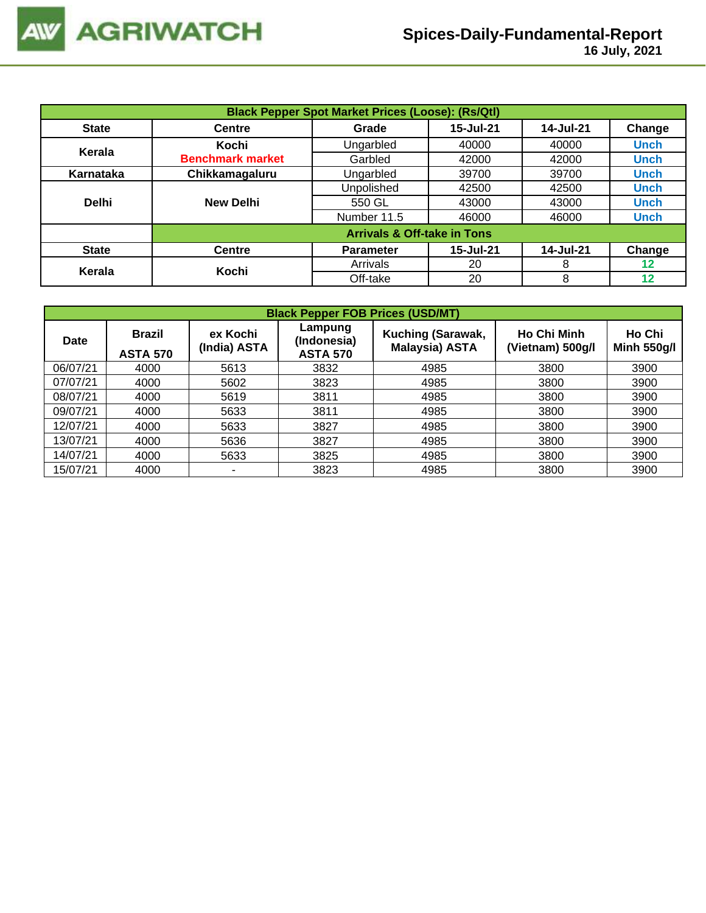# Spices-Daily-Fundamental-Report

16 July, 2021

| Black Pepper Spot Market Prices (Loose): (Rs/Qtl) | | | | | |
|---|---|---|---|---|---|
| **State** | **Centre** | **Grade** | **15-Jul-21** | **14-Jul-21** | **Change** |
| **Kerala** | **Kochi** **Benchmark market** | Ungarbled | 40000 | 40000 | Unch |
| | | Garbled | 42000 | 42000 | Unch |
| **Karnataka** | **Chikkamagaluru** | Ungarbled | 39700 | 39700 | Unch |
| **Delhi** | **New Delhi** | Unpolished | 42500 | 42500 | Unch |
| | | 550 GL | 43000 | 43000 | Unch |
| | | Number 11.5 | 46000 | 46000 | Unch |
| | **Arrivals & Off-take in Tons** | | | | |
| **State** | **Centre** | **Parameter** | **15-Jul-21** | **14-Jul-21** | **Change** |
| **Kerala** | **Kochi** | Arrivals | 20 | 8 | 12 |
| | | Off-take | 20 | 8 | 12 |

| Black Pepper FOB Prices (USD/MT) | | | | | | |
|---|---|---|---|---|---|---|
| **Date** | **Brazil ASTA 570** | **ex Kochi (India) ASTA** | **Lampung (Indonesia) ASTA 570** | **Kuching (Sarawak, Malaysia) ASTA** | **Ho Chi Minh (Vietnam) 500g/l** | **Ho Chi Minh 550g/l** |
| 06/07/21 | 4000 | 5613 | 3832 | 4985 | 3800 | 3900 |
| 07/07/21 | 4000 | 5602 | 3823 | 4985 | 3800 | 3900 |
| 08/07/21 | 4000 | 5619 | 3811 | 4985 | 3800 | 3900 |
| 09/07/21 | 4000 | 5633 | 3811 | 4985 | 3800 | 3900 |
| 12/07/21 | 4000 | 5633 | 3827 | 4985 | 3800 | 3900 |
| 13/07/21 | 4000 | 5636 | 3827 | 4985 | 3800 | 3900 |
| 14/07/21 | 4000 | 5633 | 3825 | 4985 | 3800 | 3900 |
| 15/07/21 | 4000 | - | 3823 | 4985 | 3800 | 3900 |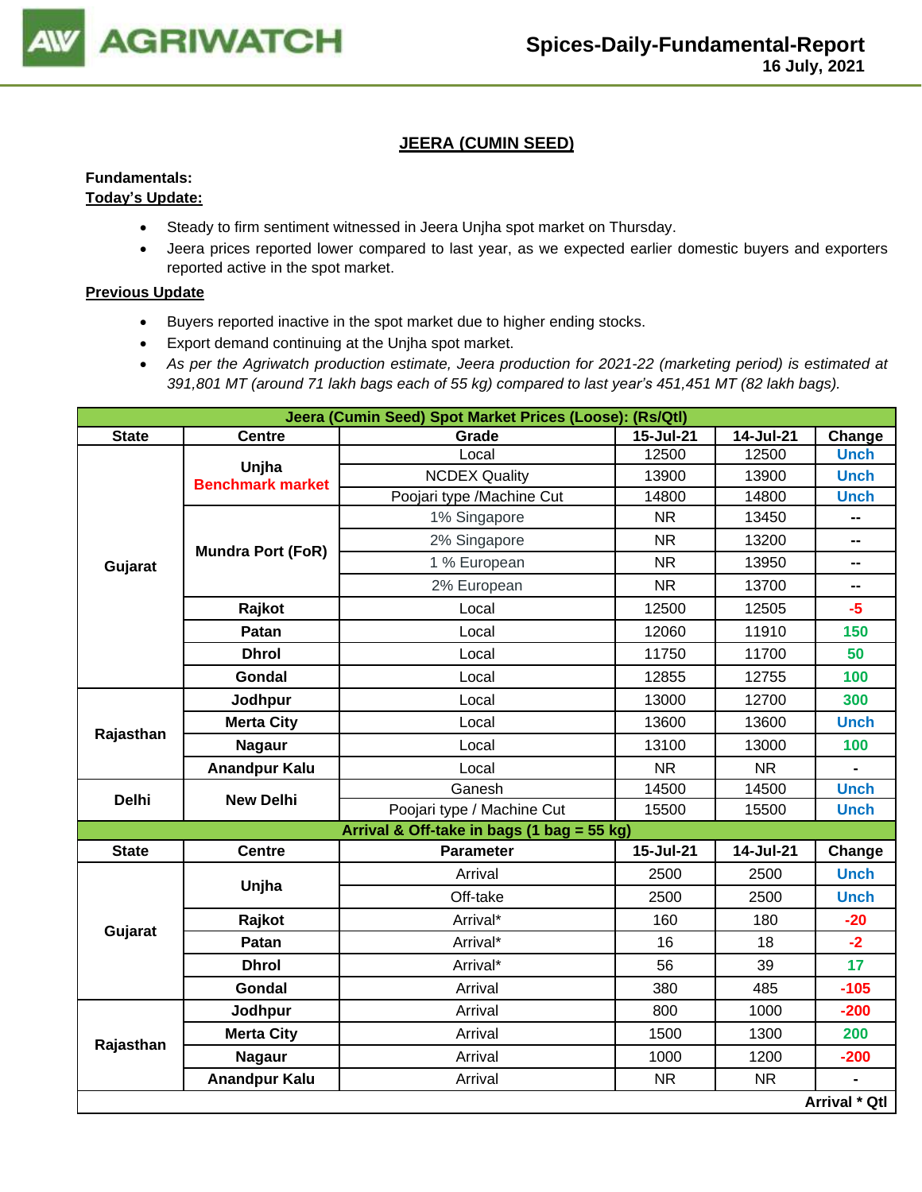## JEERA (CUMIN SEED)

**Fundamentals:**

**Today's Update:**

- Steady to firm sentiment witnessed in Jeera Unjha spot market on Thursday.
- Jeera prices reported lower compared to last year, as we expected earlier domestic buyers and exporters reported active in the spot market.

**Previous Update**

- Buyers reported inactive in the spot market due to higher ending stocks.
- Export demand continuing at the Unjha spot market.
- *As per the Agriwatch production estimate, Jeera production for 2021-22 (marketing period) is estimated at 391,801 MT (around 71 lakh bags each of 55 kg) compared to last year's 451,451 MT (82 lakh bags).*

| Jeera (Cumin Seed) Spot Market Prices (Loose): (Rs/Qtl) | | | | | |
|---|---|---|---|---|---|
| **State** | **Centre** | **Grade** | **15-Jul-21** | **14-Jul-21** | **Change** |
| Gujarat | Unjha Benchmark market | Local | 12500 | 12500 | Unch |
| | | NCDEX Quality | 13900 | 13900 | Unch |
| | | Poojari type /Machine Cut | 14800 | 14800 | Unch |
| | Mundra Port (FoR) | 1% Singapore | NR | 13450 | -- |
| | | 2% Singapore | NR | 13200 | -- |
| | | 1 % European | NR | 13950 | -- |
| | | 2% European | NR | 13700 | -- |
| | Rajkot | Local | 12500 | 12505 | -5 |
| | Patan | Local | 12060 | 11910 | 150 |
| | Dhrol | Local | 11750 | 11700 | 50 |
| | Gondal | Local | 12855 | 12755 | 100 |
| Rajasthan | Jodhpur | Local | 13000 | 12700 | 300 |
| | Merta City | Local | 13600 | 13600 | Unch |
| | Nagaur | Local | 13100 | 13000 | 100 |
| | Anandpur Kalu | Local | NR | NR | - |
| Delhi | New Delhi | Ganesh | 14500 | 14500 | Unch |
| | | Poojari type / Machine Cut | 15500 | 15500 | Unch |
| **Arrival & Off-take in bags (1 bag = 55 kg)** | | | | | |
| **State** | **Centre** | **Parameter** | **15-Jul-21** | **14-Jul-21** | **Change** |
| Gujarat | Unjha | Arrival | 2500 | 2500 | Unch |
| | | Off-take | 2500 | 2500 | Unch |
| | Rajkot | Arrival* | 160 | 180 | -20 |
| | Patan | Arrival* | 16 | 18 | -2 |
| | Dhrol | Arrival* | 56 | 39 | 17 |
| | Gondal | Arrival | 380 | 485 | -105 |
| Rajasthan | Jodhpur | Arrival | 800 | 1000 | -200 |
| | Merta City | Arrival | 1500 | 1300 | 200 |
| | Nagaur | Arrival | 1000 | 1200 | -200 |
| | Anandpur Kalu | Arrival | NR | NR | - |
| | | | | | **Arrival * Qtl** |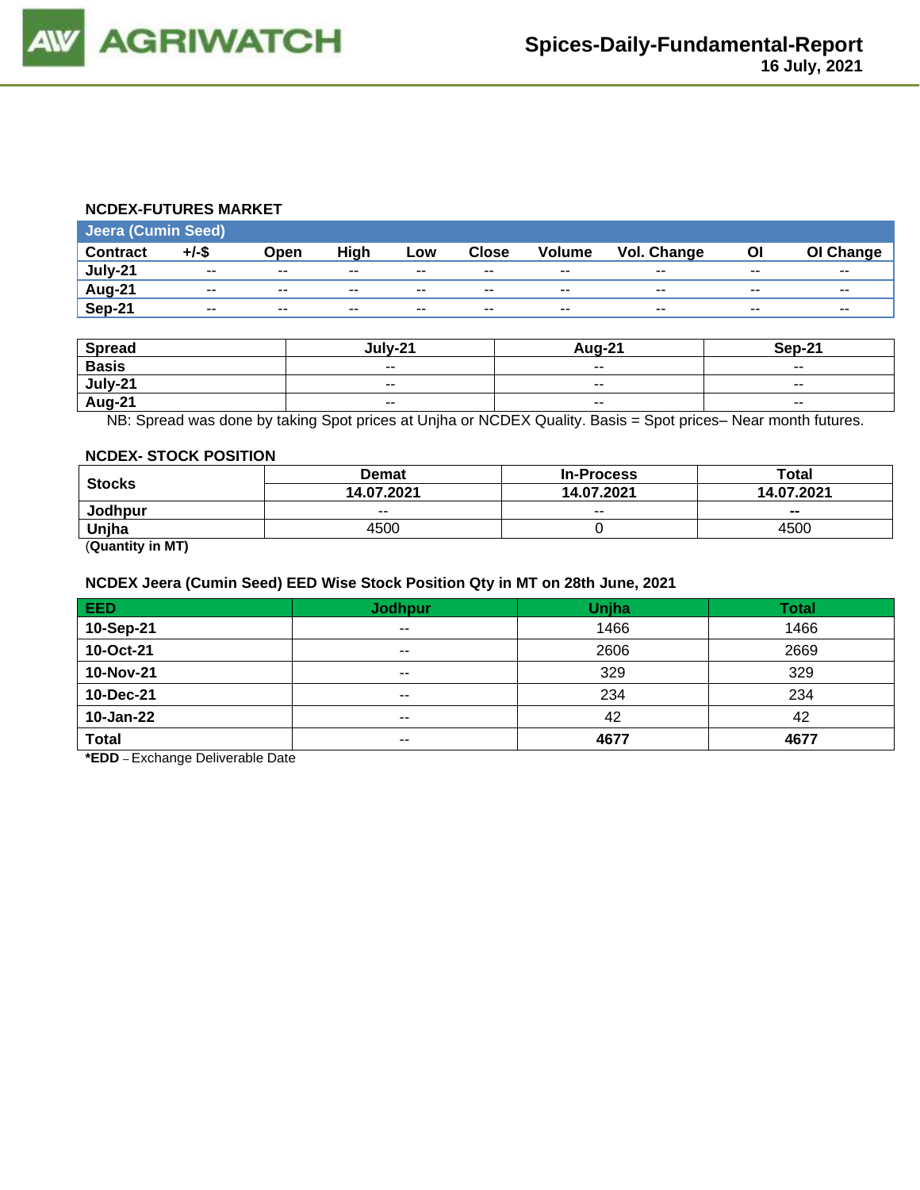### NCDEX-FUTURES MARKET

| Jeera (Cumin Seed) | | | | | | | | | |
|---|---|---|---|---|---|---|---|---|---|
| **Contract** | **+/-$** | **Open** | **High** | **Low** | **Close** | **Volume** | **Vol. Change** | **OI** | **OI Change** |
| **July-21** | -- | -- | -- | -- | -- | -- | -- | -- | -- |
| **Aug-21** | -- | -- | -- | -- | -- | -- | -- | -- | -- |
| **Sep-21** | -- | -- | -- | -- | -- | -- | -- | -- | -- |

| Spread | July-21 | Aug-21 | Sep-21 |
|---|---|---|---|
| **Basis** | -- | -- | -- |
| **July-21** | -- | -- | -- |
| **Aug-21** | -- | -- | -- |

NB: Spread was done by taking Spot prices at Unjha or NCDEX Quality. Basis = Spot prices– Near month futures.

### NCDEX- STOCK POSITION

| Stocks | Demat | In-Process | Total |
|---|---|---|---|
| | **14.07.2021** | **14.07.2021** | **14.07.2021** |
| **Jodhpur** | -- | -- | **--** |
| **Unjha** | 4500 | 0 | 4500 |

(**Quantity in MT)**

### NCDEX Jeera (Cumin Seed) EED Wise Stock Position Qty in MT on 28th June, 2021

| EED | Jodhpur | Unjha | Total |
|---|---|---|---|
| **10-Sep-21** | -- | 1466 | 1466 |
| **10-Oct-21** | -- | 2606 | 2669 |
| **10-Nov-21** | -- | 329 | 329 |
| **10-Dec-21** | -- | 234 | 234 |
| **10-Jan-22** | -- | 42 | 42 |
| **Total** | -- | **4677** | **4677** |

***EDD** – Exchange Deliverable Date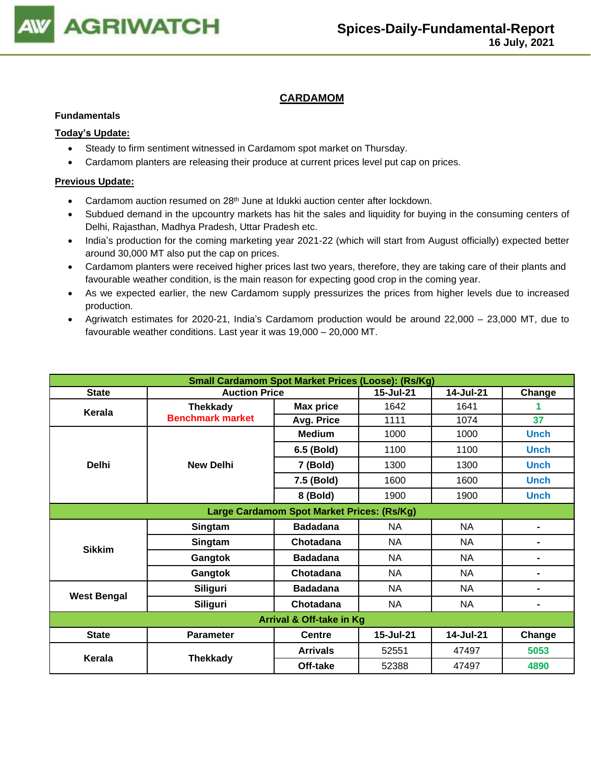# CARDAMOM

**Fundamentals**

**Today's Update:**

- Steady to firm sentiment witnessed in Cardamom spot market on Thursday.
- Cardamom planters are releasing their produce at current prices level put cap on prices.

**Previous Update:**

- Cardamom auction resumed on 28th June at Idukki auction center after lockdown.
- Subdued demand in the upcountry markets has hit the sales and liquidity for buying in the consuming centers of Delhi, Rajasthan, Madhya Pradesh, Uttar Pradesh etc.
- India's production for the coming marketing year 2021-22 (which will start from August officially) expected better around 30,000 MT also put the cap on prices.
- Cardamom planters were received higher prices last two years, therefore, they are taking care of their plants and favourable weather condition, is the main reason for expecting good crop in the coming year.
- As we expected earlier, the new Cardamom supply pressurizes the prices from higher levels due to increased production.
- Agriwatch estimates for 2020-21, India's Cardamom production would be around 22,000 – 23,000 MT, due to favourable weather conditions. Last year it was 19,000 – 20,000 MT.

| Small Cardamom Spot Market Prices (Loose): (Rs/Kg) | | | | | |
|---|---|---|---|---|---|
| State | Auction Price | | 15-Jul-21 | 14-Jul-21 | Change |
| Kerala | Thekkady Benchmark market | Max price | 1642 | 1641 | 1 |
| | | Avg. Price | 1111 | 1074 | 37 |
| Delhi | New Delhi | Medium | 1000 | 1000 | Unch |
| | | 6.5 (Bold) | 1100 | 1100 | Unch |
| | | 7 (Bold) | 1300 | 1300 | Unch |
| | | 7.5 (Bold) | 1600 | 1600 | Unch |
| | | 8 (Bold) | 1900 | 1900 | Unch |
| **Large Cardamom Spot Market Prices: (Rs/Kg)** | | | | | |
| Sikkim | Singtam | Badadana | NA | NA | - |
| | Singtam | Chotadana | NA | NA | - |
| | Gangtok | Badadana | NA | NA | - |
| | Gangtok | Chotadana | NA | NA | - |
| West Bengal | Siliguri | Badadana | NA | NA | - |
| | Siliguri | Chotadana | NA | NA | - |
| **Arrival & Off-take in Kg** | | | | | |
| State | Parameter | Centre | 15-Jul-21 | 14-Jul-21 | Change |
| Kerala | Thekkady | Arrivals | 52551 | 47497 | 5053 |
| | | Off-take | 52388 | 47497 | 4890 |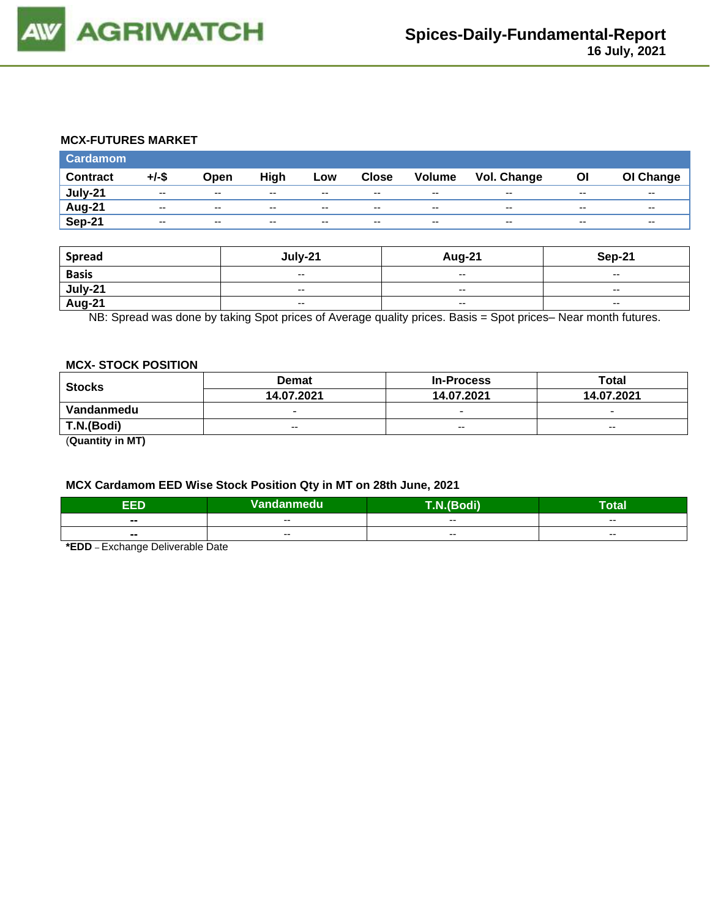### MCX-FUTURES MARKET

| Cardamom | | | | | | | | | |
|---|---|---|---|---|---|---|---|---|---|
| Contract | +/-$ | Open | High | Low | Close | Volume | Vol. Change | OI | OI Change |
| July-21 | -- | -- | -- | -- | -- | -- | -- | -- | -- |
| Aug-21 | -- | -- | -- | -- | -- | -- | -- | -- | -- |
| Sep-21 | -- | -- | -- | -- | -- | -- | -- | -- | -- |

| Spread | July-21 | Aug-21 | Sep-21 |
|---|---|---|---|
| Basis | -- | -- | -- |
| July-21 | -- | -- | -- |
| Aug-21 | -- | -- | -- |

NB: Spread was done by taking Spot prices of Average quality prices. Basis = Spot prices– Near month futures.

### MCX- STOCK POSITION

| Stocks | Demat | In-Process | Total |
|---|---|---|---|
| | 14.07.2021 | 14.07.2021 | 14.07.2021 |
| Vandanmedu | - | - | - |
| T.N.(Bodi) | -- | -- | -- |

(**Quantity in MT)**

### MCX Cardamom EED Wise Stock Position Qty in MT on 28th June, 2021

| EED | Vandanmedu | T.N.(Bodi) | Total |
|---|---|---|---|
| -- | -- | -- | -- |
| -- | -- | -- | -- |

***EDD** – Exchange Deliverable Date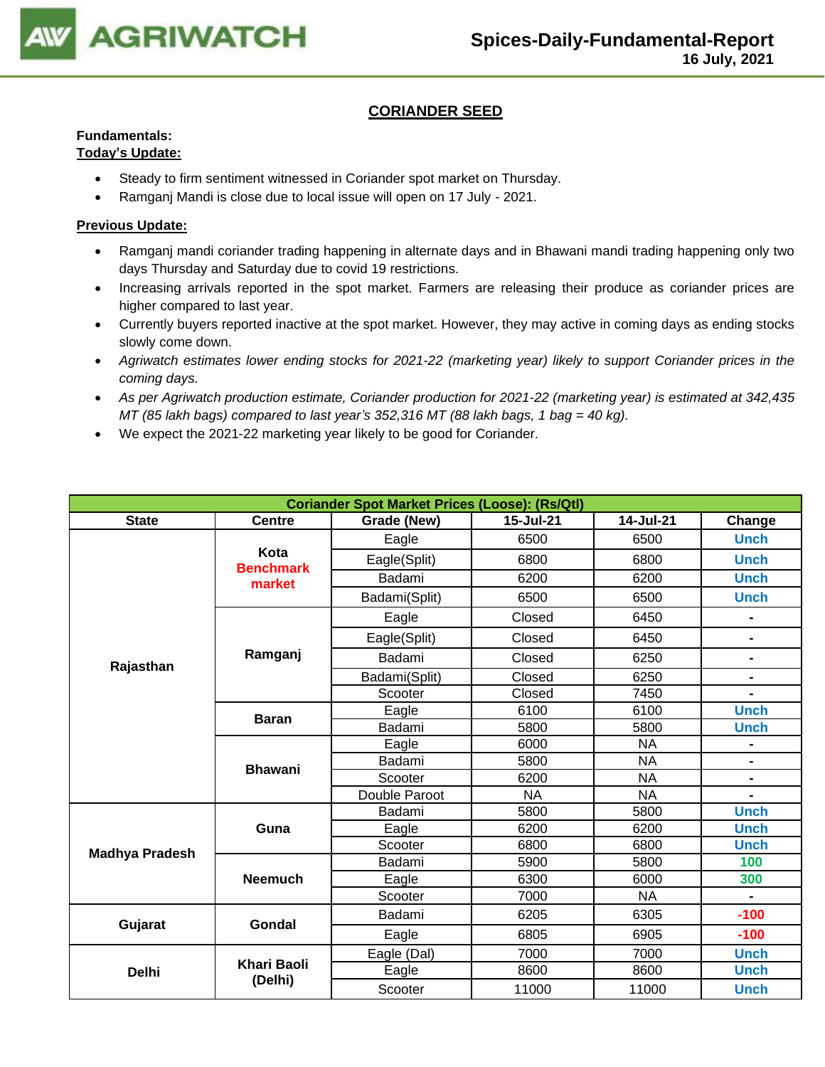## CORIANDER SEED

**Fundamentals:**

**Today's Update:**

- Steady to firm sentiment witnessed in Coriander spot market on Thursday.
- Ramganj Mandi is close due to local issue will open on 17 July - 2021.

**Previous Update:**

- Ramganj mandi coriander trading happening in alternate days and in Bhawani mandi trading happening only two days Thursday and Saturday due to covid 19 restrictions.
- Increasing arrivals reported in the spot market. Farmers are releasing their produce as coriander prices are higher compared to last year.
- Currently buyers reported inactive at the spot market. However, they may active in coming days as ending stocks slowly come down.
- *Agriwatch estimates lower ending stocks for 2021-22 (marketing year) likely to support Coriander prices in the coming days.*
- *As per Agriwatch production estimate, Coriander production for 2021-22 (marketing year) is estimated at 342,435 MT (85 lakh bags) compared to last year's 352,316 MT (88 lakh bags, 1 bag = 40 kg).*
- We expect the 2021-22 marketing year likely to be good for Coriander.

| Coriander Spot Market Prices (Loose): (Rs/Qtl) | | | | | |
|---|---|---|---|---|---|
| State | Centre | Grade (New) | 15-Jul-21 | 14-Jul-21 | Change |
| Rajasthan | Kota Benchmark market | Eagle | 6500 | 6500 | Unch |
| | | Eagle(Split) | 6800 | 6800 | Unch |
| | | Badami | 6200 | 6200 | Unch |
| | | Badami(Split) | 6500 | 6500 | Unch |
| | Ramganj | Eagle | Closed | 6450 | - |
| | | Eagle(Split) | Closed | 6450 | - |
| | | Badami | Closed | 6250 | - |
| | | Badami(Split) | Closed | 6250 | - |
| | | Scooter | Closed | 7450 | - |
| | Baran | Eagle | 6100 | 6100 | Unch |
| | | Badami | 5800 | 5800 | Unch |
| | Bhawani | Eagle | 6000 | NA | - |
| | | Badami | 5800 | NA | - |
| | | Scooter | 6200 | NA | - |
| | | Double Paroot | NA | NA | - |
| Madhya Pradesh | Guna | Badami | 5800 | 5800 | Unch |
| | | Eagle | 6200 | 6200 | Unch |
| | | Scooter | 6800 | 6800 | Unch |
| | Neemuch | Badami | 5900 | 5800 | 100 |
| | | Eagle | 6300 | 6000 | 300 |
| | | Scooter | 7000 | NA | - |
| Gujarat | Gondal | Badami | 6205 | 6305 | -100 |
| | | Eagle | 6805 | 6905 | -100 |
| Delhi | Khari Baoli (Delhi) | Eagle (Dal) | 7000 | 7000 | Unch |
| | | Eagle | 8600 | 8600 | Unch |
| | | Scooter | 11000 | 11000 | Unch |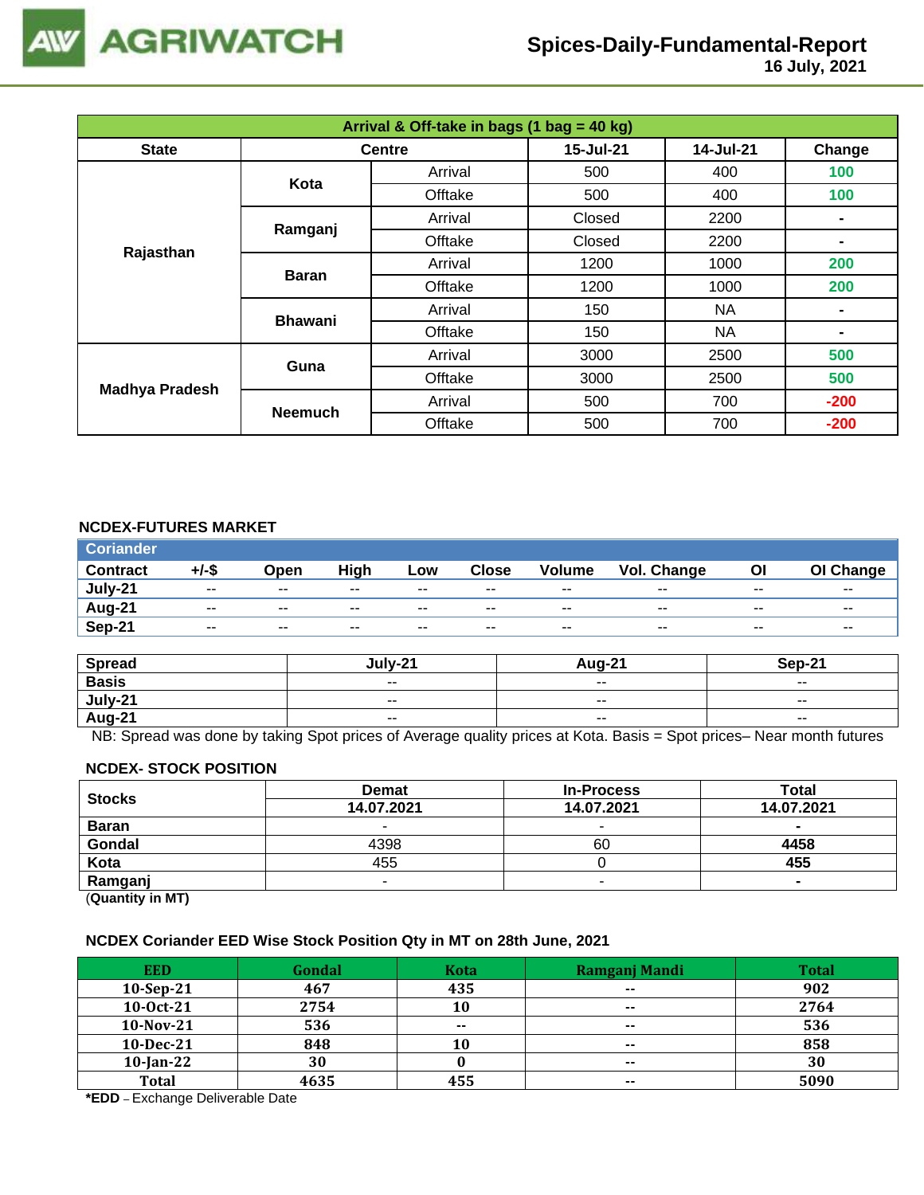| Arrival & Off-take in bags (1 bag = 40 kg) | | | | | |
|---|---|---|---|---|---|
| State | Centre | | 15-Jul-21 | 14-Jul-21 | Change |
| Rajasthan | Kota | Arrival | 500 | 400 | 100 |
| | | Offtake | 500 | 400 | 100 |
| | Ramganj | Arrival | Closed | 2200 | - |
| | | Offtake | Closed | 2200 | - |
| | Baran | Arrival | 1200 | 1000 | 200 |
| | | Offtake | 1200 | 1000 | 200 |
| | Bhawani | Arrival | 150 | NA | - |
| | | Offtake | 150 | NA | - |
| Madhya Pradesh | Guna | Arrival | 3000 | 2500 | 500 |
| | | Offtake | 3000 | 2500 | 500 |
| | Neemuch | Arrival | 500 | 700 | -200 |
| | | Offtake | 500 | 700 | -200 |

## NCDEX-FUTURES MARKET

| Coriander | | | | | | | | | |
|---|---|---|---|---|---|---|---|---|---|
| Contract | +/-$ | Open | High | Low | Close | Volume | Vol. Change | OI | OI Change |
| July-21 | -- | -- | -- | -- | -- | -- | -- | -- | -- |
| Aug-21 | -- | -- | -- | -- | -- | -- | -- | -- | -- |
| Sep-21 | -- | -- | -- | -- | -- | -- | -- | -- | -- |

| Spread | July-21 | Aug-21 | Sep-21 |
|---|---|---|---|
| Basis | -- | -- | -- |
| July-21 | -- | -- | -- |
| Aug-21 | -- | -- | -- |

NB: Spread was done by taking Spot prices of Average quality prices at Kota. Basis = Spot prices– Near month futures

## NCDEX- STOCK POSITION

| Stocks | Demat | In-Process | Total |
|---|---|---|---|
| | 14.07.2021 | 14.07.2021 | 14.07.2021 |
| Baran | - | - | - |
| Gondal | 4398 | 60 | 4458 |
| Kota | 455 | 0 | 455 |
| Ramganj | - | - | - |

(Quantity in MT)

## NCDEX Coriander EED Wise Stock Position Qty in MT on 28th June, 2021

| EED | Gondal | Kota | Ramganj Mandi | Total |
|---|---|---|---|---|
| 10-Sep-21 | 467 | 435 | -- | 902 |
| 10-Oct-21 | 2754 | 10 | -- | 2764 |
| 10-Nov-21 | 536 | -- | -- | 536 |
| 10-Dec-21 | 848 | 10 | -- | 858 |
| 10-Jan-22 | 30 | 0 | -- | 30 |
| Total | 4635 | 455 | -- | 5090 |

***EDD** – Exchange Deliverable Date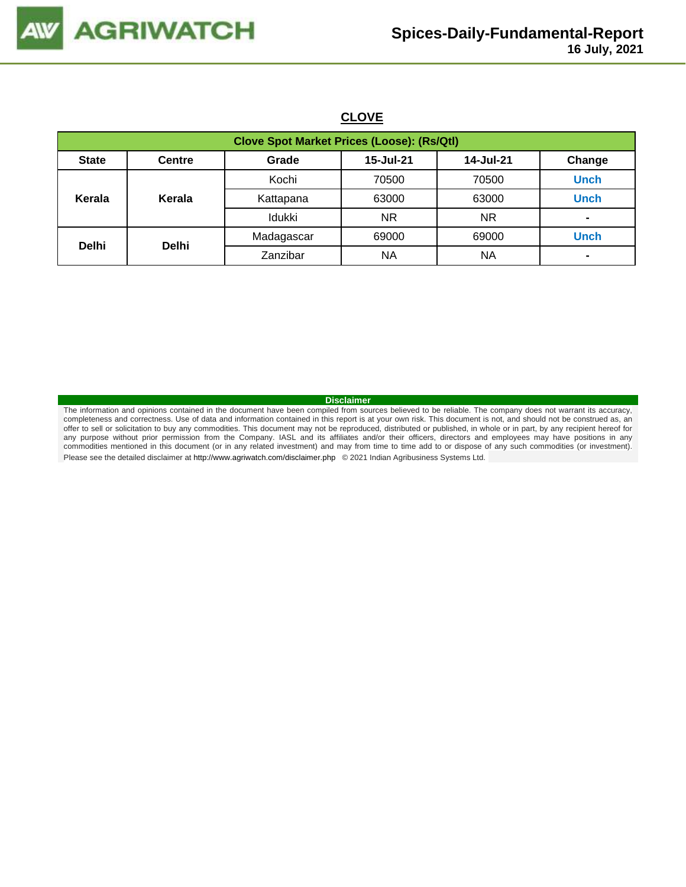## CLOVE

| Clove Spot Market Prices (Loose): (Rs/Qtl) | | | | | |
|---|---|---|---|---|---|
| State | Centre | Grade | 15-Jul-21 | 14-Jul-21 | Change |
| Kerala | Kerala | Kochi | 70500 | 70500 | Unch |
| | | Kattapana | 63000 | 63000 | Unch |
| | | Idukki | NR | NR | - |
| Delhi | Delhi | Madagascar | 69000 | 69000 | Unch |
| | | Zanzibar | NA | NA | - |

**Disclaimer**

The information and opinions contained in the document have been compiled from sources believed to be reliable. The company does not warrant its accuracy, completeness and correctness. Use of data and information contained in this report is at your own risk. This document is not, and should not be construed as, an offer to sell or solicitation to buy any commodities. This document may not be reproduced, distributed or published, in whole or in part, by any recipient hereof for any purpose without prior permission from the Company. IASL and its affiliates and/or their officers, directors and employees may have positions in any commodities mentioned in this document (or in any related investment) and may from time to time add to or dispose of any such commodities (or investment). Please see the detailed disclaimer at http://www.agriwatch.com/disclaimer.php © 2021 Indian Agribusiness Systems Ltd.